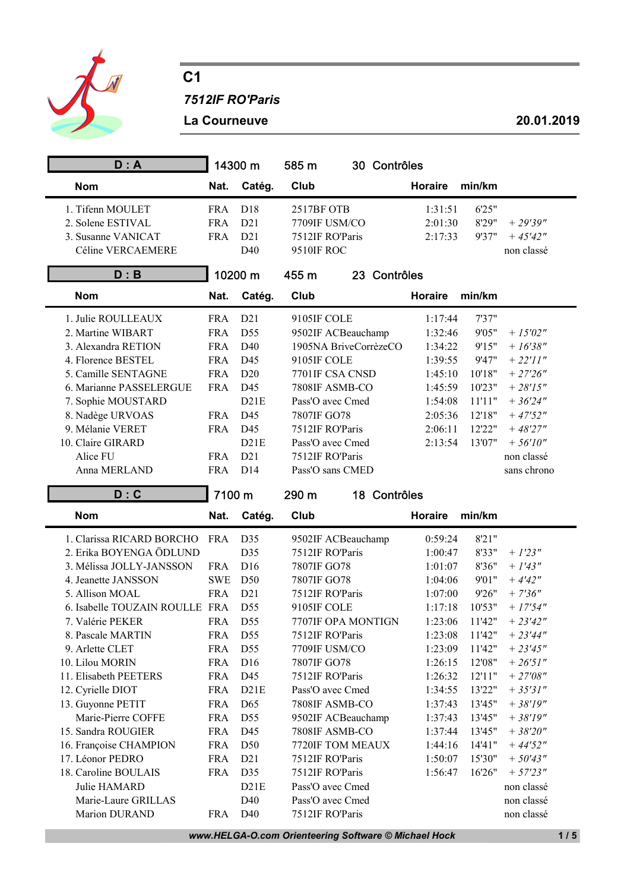# C1

***7512IF RO'Paris***

**La Courneuve** **20.01.2019**

## D : A

14300 m 585 m 30 Contrôles

| | Nom | Nat. | Catég. | Club | Horaire | min/km | |
|---|---|---|---|---|---|---|---|
| 1. | Tifenn MOULET | FRA | D18 | 2517BF OTB | 1:31:51 | 6'25" | |
| 2. | Solene ESTIVAL | FRA | D21 | 7709IF USM/CO | 2:01:30 | 8'29" | *+ 29'39"* |
| 3. | Susanne VANICAT | FRA | D21 | 7512IF RO'Paris | 2:17:33 | 9'37" | *+ 45'42"* |
| | Céline VERCAEMERE | | D40 | 9510IF ROC | | | non classé |

## D : B

10200 m 455 m 23 Contrôles

| | Nom | Nat. | Catég. | Club | Horaire | min/km | |
|---|---|---|---|---|---|---|---|
| 1. | Julie ROULLEAUX | FRA | D21 | 9105IF COLE | 1:17:44 | 7'37" | |
| 2. | Martine WIBART | FRA | D55 | 9502IF ACBeauchamp | 1:32:46 | 9'05" | *+ 15'02"* |
| 3. | Alexandra RETION | FRA | D40 | 1905NA BriveCorrèzeCO | 1:34:22 | 9'15" | *+ 16'38"* |
| 4. | Florence BESTEL | FRA | D45 | 9105IF COLE | 1:39:55 | 9'47" | *+ 22'11"* |
| 5. | Camille SENTAGNE | FRA | D20 | 7701IF CSA CNSD | 1:45:10 | 10'18" | *+ 27'26"* |
| 6. | Marianne PASSELERGUE | FRA | D45 | 7808IF ASMB-CO | 1:45:59 | 10'23" | *+ 28'15"* |
| 7. | Sophie MOUSTARD | | D21E | Pass'O avec Cmed | 1:54:08 | 11'11" | *+ 36'24"* |
| 8. | Nadège URVOAS | FRA | D45 | 7807IF GO78 | 2:05:36 | 12'18" | *+ 47'52"* |
| 9. | Mélanie VERET | FRA | D45 | 7512IF RO'Paris | 2:06:11 | 12'22" | *+ 48'27"* |
| 10. | Claire GIRARD | | D21E | Pass'O avec Cmed | 2:13:54 | 13'07" | *+ 56'10"* |
| | Alice FU | FRA | D21 | 7512IF RO'Paris | | | non classé |
| | Anna MERLAND | FRA | D14 | Pass'O sans CMED | | | sans chrono |

## D : C

7100 m 290 m 18 Contrôles

| | Nom | Nat. | Catég. | Club | Horaire | min/km | |
|---|---|---|---|---|---|---|---|
| 1. | Clarissa RICARD BORCHO | FRA | D35 | 9502IF ACBeauchamp | 0:59:24 | 8'21" | |
| 2. | Erika BOYENGA ÖDLUND | | D35 | 7512IF RO'Paris | 1:00:47 | 8'33" | *+ 1'23"* |
| 3. | Mélissa JOLLY-JANSSON | FRA | D16 | 7807IF GO78 | 1:01:07 | 8'36" | *+ 1'43"* |
| 4. | Jeanette JANSSON | SWE | D50 | 7807IF GO78 | 1:04:06 | 9'01" | *+ 4'42"* |
| 5. | Allison MOAL | FRA | D21 | 7512IF RO'Paris | 1:07:00 | 9'26" | *+ 7'36"* |
| 6. | Isabelle TOUZAIN ROULLE | FRA | D55 | 9105IF COLE | 1:17:18 | 10'53" | *+ 17'54"* |
| 7. | Valérie PEKER | FRA | D55 | 7707IF OPA MONTIGN | 1:23:06 | 11'42" | *+ 23'42"* |
| 8. | Pascale MARTIN | FRA | D55 | 7512IF RO'Paris | 1:23:08 | 11'42" | *+ 23'44"* |
| 9. | Arlette CLET | FRA | D55 | 7709IF USM/CO | 1:23:09 | 11'42" | *+ 23'45"* |
| 10. | Lilou MORIN | FRA | D16 | 7807IF GO78 | 1:26:15 | 12'08" | *+ 26'51"* |
| 11. | Elisabeth PEETERS | FRA | D45 | 7512IF RO'Paris | 1:26:32 | 12'11" | *+ 27'08"* |
| 12. | Cyrielle DIOT | FRA | D21E | Pass'O avec Cmed | 1:34:55 | 13'22" | *+ 35'31"* |
| 13. | Guyonne PETIT | FRA | D65 | 7808IF ASMB-CO | 1:37:43 | 13'45" | *+ 38'19"* |
| | Marie-Pierre COFFE | FRA | D55 | 9502IF ACBeauchamp | 1:37:43 | 13'45" | *+ 38'19"* |
| 15. | Sandra ROUGIER | FRA | D45 | 7808IF ASMB-CO | 1:37:44 | 13'45" | *+ 38'20"* |
| 16. | Françoise CHAMPION | FRA | D50 | 7720IF TOM MEAUX | 1:44:16 | 14'41" | *+ 44'52"* |
| 17. | Léonor PEDRO | FRA | D21 | 7512IF RO'Paris | 1:50:07 | 15'30" | *+ 50'43"* |
| 18. | Caroline BOULAIS | FRA | D35 | 7512IF RO'Paris | 1:56:47 | 16'26" | *+ 57'23"* |
| | Julie HAMARD | | D21E | Pass'O avec Cmed | | | non classé |
| | Marie-Laure GRILLAS | | D40 | Pass'O avec Cmed | | | non classé |
| | Marion DURAND | FRA | D40 | 7512IF RO'Paris | | | non classé |

***www.HELGA-O.com Orienteering Software © Michael Hock***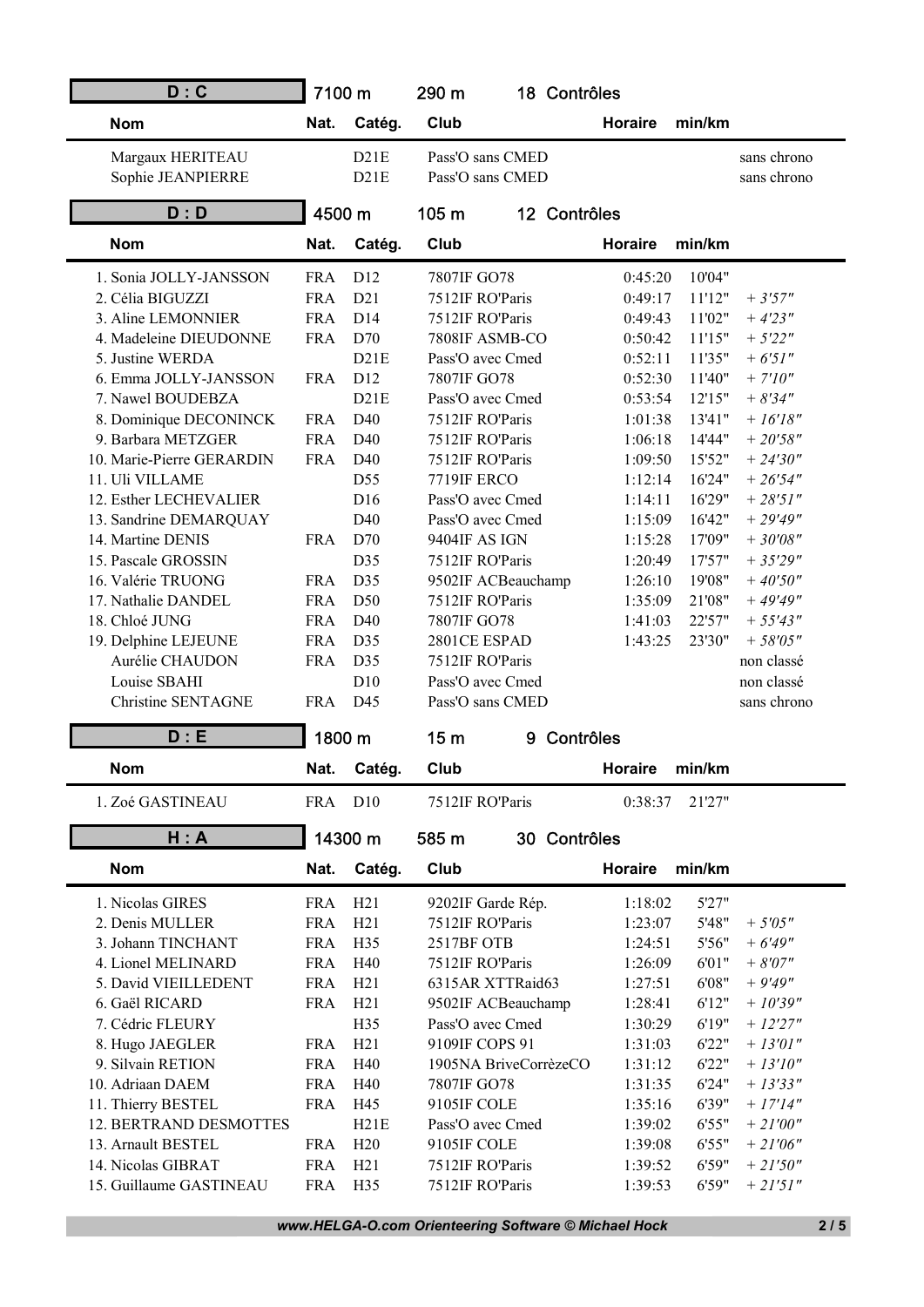## D : C — 7100 m — 290 m — 18 Contrôles

| Nom | Nat. | Catég. | Club | Horaire | min/km | |
|---|---|---|---|---|---|---|
| Margaux HERITEAU | | D21E | Pass'O sans CMED | | | sans chrono |
| Sophie JEANPIERRE | | D21E | Pass'O sans CMED | | | sans chrono |

## D : D — 4500 m — 105 m — 12 Contrôles

| Nom | Nat. | Catég. | Club | Horaire | min/km | |
|---|---|---|---|---|---|---|
| 1. Sonia JOLLY-JANSSON | FRA | D12 | 7807IF GO78 | 0:45:20 | 10'04" | |
| 2. Célia BIGUZZI | FRA | D21 | 7512IF RO'Paris | 0:49:17 | 11'12" | *+ 3'57"* |
| 3. Aline LEMONNIER | FRA | D14 | 7512IF RO'Paris | 0:49:43 | 11'02" | *+ 4'23"* |
| 4. Madeleine DIEUDONNE | FRA | D70 | 7808IF ASMB-CO | 0:50:42 | 11'15" | *+ 5'22"* |
| 5. Justine WERDA | | D21E | Pass'O avec Cmed | 0:52:11 | 11'35" | *+ 6'51"* |
| 6. Emma JOLLY-JANSSON | FRA | D12 | 7807IF GO78 | 0:52:30 | 11'40" | *+ 7'10"* |
| 7. Nawel BOUDEBZA | | D21E | Pass'O avec Cmed | 0:53:54 | 12'15" | *+ 8'34"* |
| 8. Dominique DECONINCK | FRA | D40 | 7512IF RO'Paris | 1:01:38 | 13'41" | *+ 16'18"* |
| 9. Barbara METZGER | FRA | D40 | 7512IF RO'Paris | 1:06:18 | 14'44" | *+ 20'58"* |
| 10. Marie-Pierre GERARDIN | FRA | D40 | 7512IF RO'Paris | 1:09:50 | 15'52" | *+ 24'30"* |
| 11. Uli VILLAME | | D55 | 7719IF ERCO | 1:12:14 | 16'24" | *+ 26'54"* |
| 12. Esther LECHEVALIER | | D16 | Pass'O avec Cmed | 1:14:11 | 16'29" | *+ 28'51"* |
| 13. Sandrine DEMARQUAY | | D40 | Pass'O avec Cmed | 1:15:09 | 16'42" | *+ 29'49"* |
| 14. Martine DENIS | FRA | D70 | 9404IF AS IGN | 1:15:28 | 17'09" | *+ 30'08"* |
| 15. Pascale GROSSIN | | D35 | 7512IF RO'Paris | 1:20:49 | 17'57" | *+ 35'29"* |
| 16. Valérie TRUONG | FRA | D35 | 9502IF ACBeauchamp | 1:26:10 | 19'08" | *+ 40'50"* |
| 17. Nathalie DANDEL | FRA | D50 | 7512IF RO'Paris | 1:35:09 | 21'08" | *+ 49'49"* |
| 18. Chloé JUNG | FRA | D40 | 7807IF GO78 | 1:41:03 | 22'57" | *+ 55'43"* |
| 19. Delphine LEJEUNE | FRA | D35 | 2801CE ESPAD | 1:43:25 | 23'30" | *+ 58'05"* |
| Aurélie CHAUDON | FRA | D35 | 7512IF RO'Paris | | | non classé |
| Louise SBAHI | | D10 | Pass'O avec Cmed | | | non classé |
| Christine SENTAGNE | FRA | D45 | Pass'O sans CMED | | | sans chrono |

## D : E — 1800 m — 15 m — 9 Contrôles

| Nom | Nat. | Catég. | Club | Horaire | min/km |
|---|---|---|---|---|---|
| 1. Zoé GASTINEAU | FRA | D10 | 7512IF RO'Paris | 0:38:37 | 21'27" |

## H : A — 14300 m — 585 m — 30 Contrôles

| Nom | Nat. | Catég. | Club | Horaire | min/km | |
|---|---|---|---|---|---|---|
| 1. Nicolas GIRES | FRA | H21 | 9202IF Garde Rép. | 1:18:02 | 5'27" | |
| 2. Denis MULLER | FRA | H21 | 7512IF RO'Paris | 1:23:07 | 5'48" | *+ 5'05"* |
| 3. Johann TINCHANT | FRA | H35 | 2517BF OTB | 1:24:51 | 5'56" | *+ 6'49"* |
| 4. Lionel MELINARD | FRA | H40 | 7512IF RO'Paris | 1:26:09 | 6'01" | *+ 8'07"* |
| 5. David VIEILLEDENT | FRA | H21 | 6315AR XTTRaid63 | 1:27:51 | 6'08" | *+ 9'49"* |
| 6. Gaël RICARD | FRA | H21 | 9502IF ACBeauchamp | 1:28:41 | 6'12" | *+ 10'39"* |
| 7. Cédric FLEURY | | H35 | Pass'O avec Cmed | 1:30:29 | 6'19" | *+ 12'27"* |
| 8. Hugo JAEGLER | FRA | H21 | 9109IF COPS 91 | 1:31:03 | 6'22" | *+ 13'01"* |
| 9. Silvain RETION | FRA | H40 | 1905NA BriveCorrèzeCO | 1:31:12 | 6'22" | *+ 13'10"* |
| 10. Adriaan DAEM | FRA | H40 | 7807IF GO78 | 1:31:35 | 6'24" | *+ 13'33"* |
| 11. Thierry BESTEL | FRA | H45 | 9105IF COLE | 1:35:16 | 6'39" | *+ 17'14"* |
| 12. BERTRAND DESMOTTES | | H21E | Pass'O avec Cmed | 1:39:02 | 6'55" | *+ 21'00"* |
| 13. Arnault BESTEL | FRA | H20 | 9105IF COLE | 1:39:08 | 6'55" | *+ 21'06"* |
| 14. Nicolas GIBRAT | FRA | H21 | 7512IF RO'Paris | 1:39:52 | 6'59" | *+ 21'50"* |
| 15. Guillaume GASTINEAU | FRA | H35 | 7512IF RO'Paris | 1:39:53 | 6'59" | *+ 21'51"* |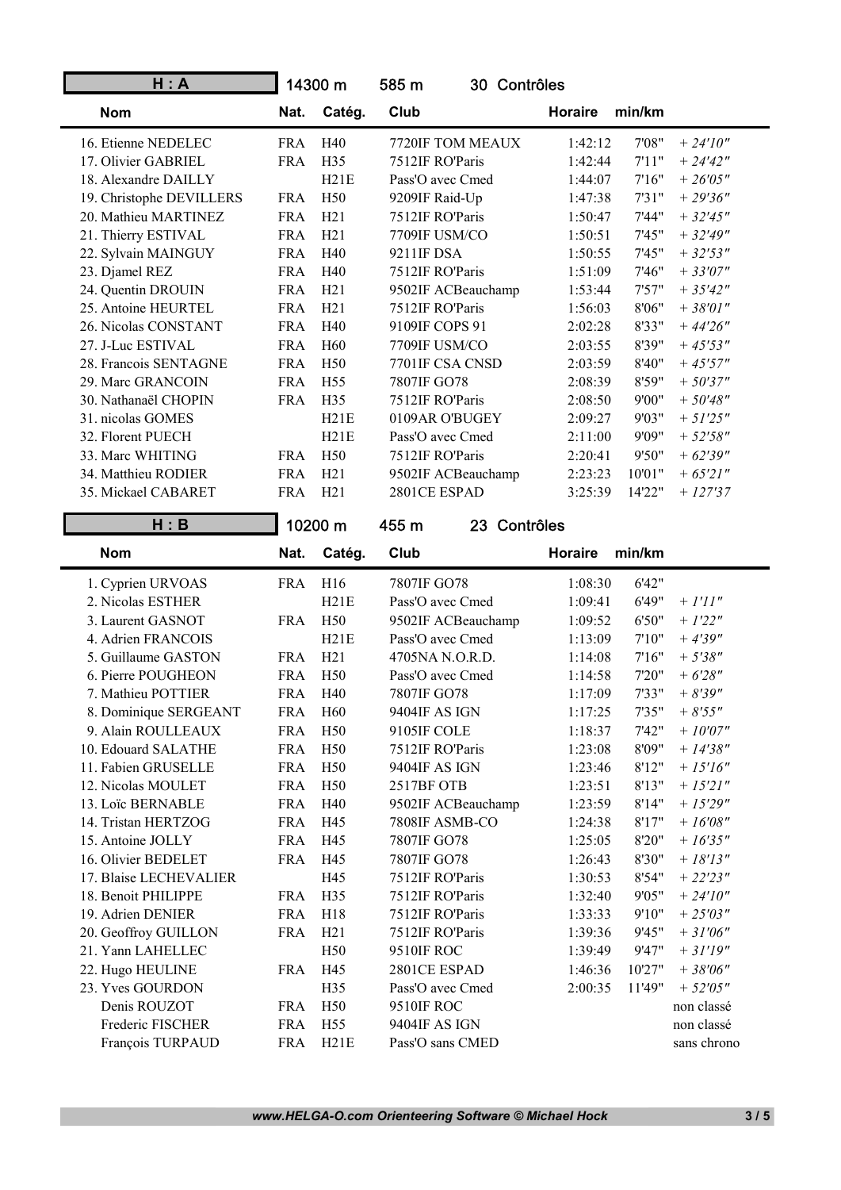## H : A — 14300 m — 585 m — 30 Contrôles

| Nom | Nat. | Catég. | Club | Horaire | min/km | |
|---|---|---|---|---|---|---|
| 16. Etienne NEDELEC | FRA | H40 | 7720IF TOM MEAUX | 1:42:12 | 7'08" | *+ 24'10"* |
| 17. Olivier GABRIEL | FRA | H35 | 7512IF RO'Paris | 1:42:44 | 7'11" | *+ 24'42"* |
| 18. Alexandre DAILLY | | H21E | Pass'O avec Cmed | 1:44:07 | 7'16" | *+ 26'05"* |
| 19. Christophe DEVILLERS | FRA | H50 | 9209IF Raid-Up | 1:47:38 | 7'31" | *+ 29'36"* |
| 20. Mathieu MARTINEZ | FRA | H21 | 7512IF RO'Paris | 1:50:47 | 7'44" | *+ 32'45"* |
| 21. Thierry ESTIVAL | FRA | H21 | 7709IF USM/CO | 1:50:51 | 7'45" | *+ 32'49"* |
| 22. Sylvain MAINGUY | FRA | H40 | 9211IF DSA | 1:50:55 | 7'45" | *+ 32'53"* |
| 23. Djamel REZ | FRA | H40 | 7512IF RO'Paris | 1:51:09 | 7'46" | *+ 33'07"* |
| 24. Quentin DROUIN | FRA | H21 | 9502IF ACBeauchamp | 1:53:44 | 7'57" | *+ 35'42"* |
| 25. Antoine HEURTEL | FRA | H21 | 7512IF RO'Paris | 1:56:03 | 8'06" | *+ 38'01"* |
| 26. Nicolas CONSTANT | FRA | H40 | 9109IF COPS 91 | 2:02:28 | 8'33" | *+ 44'26"* |
| 27. J-Luc ESTIVAL | FRA | H60 | 7709IF USM/CO | 2:03:55 | 8'39" | *+ 45'53"* |
| 28. Francois SENTAGNE | FRA | H50 | 7701IF CSA CNSD | 2:03:59 | 8'40" | *+ 45'57"* |
| 29. Marc GRANCOIN | FRA | H55 | 7807IF GO78 | 2:08:39 | 8'59" | *+ 50'37"* |
| 30. Nathanaël CHOPIN | FRA | H35 | 7512IF RO'Paris | 2:08:50 | 9'00" | *+ 50'48"* |
| 31. nicolas GOMES | | H21E | 0109AR O'BUGEY | 2:09:27 | 9'03" | *+ 51'25"* |
| 32. Florent PUECH | | H21E | Pass'O avec Cmed | 2:11:00 | 9'09" | *+ 52'58"* |
| 33. Marc WHITING | FRA | H50 | 7512IF RO'Paris | 2:20:41 | 9'50" | *+ 62'39"* |
| 34. Matthieu RODIER | FRA | H21 | 9502IF ACBeauchamp | 2:23:23 | 10'01" | *+ 65'21"* |
| 35. Mickael CABARET | FRA | H21 | 2801CE ESPAD | 3:25:39 | 14'22" | *+ 127'37* |

## H : B — 10200 m — 455 m — 23 Contrôles

| Nom | Nat. | Catég. | Club | Horaire | min/km | |
|---|---|---|---|---|---|---|
| 1. Cyprien URVOAS | FRA | H16 | 7807IF GO78 | 1:08:30 | 6'42" | |
| 2. Nicolas ESTHER | | H21E | Pass'O avec Cmed | 1:09:41 | 6'49" | *+ 1'11"* |
| 3. Laurent GASNOT | FRA | H50 | 9502IF ACBeauchamp | 1:09:52 | 6'50" | *+ 1'22"* |
| 4. Adrien FRANCOIS | | H21E | Pass'O avec Cmed | 1:13:09 | 7'10" | *+ 4'39"* |
| 5. Guillaume GASTON | FRA | H21 | 4705NA N.O.R.D. | 1:14:08 | 7'16" | *+ 5'38"* |
| 6. Pierre POUGHEON | FRA | H50 | Pass'O avec Cmed | 1:14:58 | 7'20" | *+ 6'28"* |
| 7. Mathieu POTTIER | FRA | H40 | 7807IF GO78 | 1:17:09 | 7'33" | *+ 8'39"* |
| 8. Dominique SERGEANT | FRA | H60 | 9404IF AS IGN | 1:17:25 | 7'35" | *+ 8'55"* |
| 9. Alain ROULLEAUX | FRA | H50 | 9105IF COLE | 1:18:37 | 7'42" | *+ 10'07"* |
| 10. Edouard SALATHE | FRA | H50 | 7512IF RO'Paris | 1:23:08 | 8'09" | *+ 14'38"* |
| 11. Fabien GRUSELLE | FRA | H50 | 9404IF AS IGN | 1:23:46 | 8'12" | *+ 15'16"* |
| 12. Nicolas MOULET | FRA | H50 | 2517BF OTB | 1:23:51 | 8'13" | *+ 15'21"* |
| 13. Loïc BERNABLE | FRA | H40 | 9502IF ACBeauchamp | 1:23:59 | 8'14" | *+ 15'29"* |
| 14. Tristan HERTZOG | FRA | H45 | 7808IF ASMB-CO | 1:24:38 | 8'17" | *+ 16'08"* |
| 15. Antoine JOLLY | FRA | H45 | 7807IF GO78 | 1:25:05 | 8'20" | *+ 16'35"* |
| 16. Olivier BEDELET | FRA | H45 | 7807IF GO78 | 1:26:43 | 8'30" | *+ 18'13"* |
| 17. Blaise LECHEVALIER | | H45 | 7512IF RO'Paris | 1:30:53 | 8'54" | *+ 22'23"* |
| 18. Benoit PHILIPPE | FRA | H35 | 7512IF RO'Paris | 1:32:40 | 9'05" | *+ 24'10"* |
| 19. Adrien DENIER | FRA | H18 | 7512IF RO'Paris | 1:33:33 | 9'10" | *+ 25'03"* |
| 20. Geoffroy GUILLON | FRA | H21 | 7512IF RO'Paris | 1:39:36 | 9'45" | *+ 31'06"* |
| 21. Yann LAHELLEC | | H50 | 9510IF ROC | 1:39:49 | 9'47" | *+ 31'19"* |
| 22. Hugo HEULINE | FRA | H45 | 2801CE ESPAD | 1:46:36 | 10'27" | *+ 38'06"* |
| 23. Yves GOURDON | | H35 | Pass'O avec Cmed | 2:00:35 | 11'49" | *+ 52'05"* |
| Denis ROUZOT | FRA | H50 | 9510IF ROC | | | non classé |
| Frederic FISCHER | FRA | H55 | 9404IF AS IGN | | | non classé |
| François TURPAUD | FRA | H21E | Pass'O sans CMED | | | sans chrono |

**www.HELGA-O.com Orienteering Software © Michael Hock**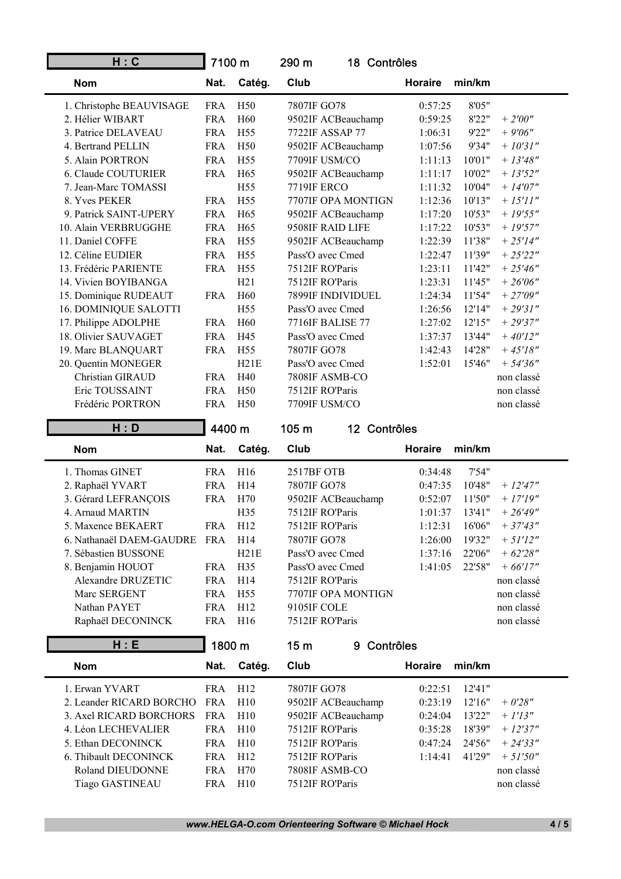## H : C — 7100 m — 290 m — 18 Contrôles

| Nom | Nat. | Catég. | Club | Horaire | min/km | |
|---|---|---|---|---|---|---|
| 1. Christophe BEAUVISAGE | FRA | H50 | 7807IF GO78 | 0:57:25 | 8'05" | |
| 2. Hélier WIBART | FRA | H60 | 9502IF ACBeauchamp | 0:59:25 | 8'22" | *+ 2'00"* |
| 3. Patrice DELAVEAU | FRA | H55 | 7722IF ASSAP 77 | 1:06:31 | 9'22" | *+ 9'06"* |
| 4. Bertrand PELLIN | FRA | H50 | 9502IF ACBeauchamp | 1:07:56 | 9'34" | *+ 10'31"* |
| 5. Alain PORTRON | FRA | H55 | 7709IF USM/CO | 1:11:13 | 10'01" | *+ 13'48"* |
| 6. Claude COUTURIER | FRA | H65 | 9502IF ACBeauchamp | 1:11:17 | 10'02" | *+ 13'52"* |
| 7. Jean-Marc TOMASSI | | H55 | 7719IF ERCO | 1:11:32 | 10'04" | *+ 14'07"* |
| 8. Yves PEKER | FRA | H55 | 7707IF OPA MONTIGN | 1:12:36 | 10'13" | *+ 15'11"* |
| 9. Patrick SAINT-UPERY | FRA | H65 | 9502IF ACBeauchamp | 1:17:20 | 10'53" | *+ 19'55"* |
| 10. Alain VERBRUGGHE | FRA | H65 | 9508IF RAID LIFE | 1:17:22 | 10'53" | *+ 19'57"* |
| 11. Daniel COFFE | FRA | H55 | 9502IF ACBeauchamp | 1:22:39 | 11'38" | *+ 25'14"* |
| 12. Céline EUDIER | FRA | H55 | Pass'O avec Cmed | 1:22:47 | 11'39" | *+ 25'22"* |
| 13. Frédéric PARIENTE | FRA | H55 | 7512IF RO'Paris | 1:23:11 | 11'42" | *+ 25'46"* |
| 14. Vivien BOYIBANGA | | H21 | 7512IF RO'Paris | 1:23:31 | 11'45" | *+ 26'06"* |
| 15. Dominique RUDEAUT | FRA | H60 | 7899IF INDIVIDUEL | 1:24:34 | 11'54" | *+ 27'09"* |
| 16. DOMINIQUE SALOTTI | | H55 | Pass'O avec Cmed | 1:26:56 | 12'14" | *+ 29'31"* |
| 17. Philippe ADOLPHE | FRA | H60 | 7716IF BALISE 77 | 1:27:02 | 12'15" | *+ 29'37"* |
| 18. Olivier SAUVAGET | FRA | H45 | Pass'O avec Cmed | 1:37:37 | 13'44" | *+ 40'12"* |
| 19. Marc BLANQUART | FRA | H55 | 7807IF GO78 | 1:42:43 | 14'28" | *+ 45'18"* |
| 20. Quentin MONEGER | | H21E | Pass'O avec Cmed | 1:52:01 | 15'46" | *+ 54'36"* |
| Christian GIRAUD | FRA | H40 | 7808IF ASMB-CO | | | non classé |
| Eric TOUSSAINT | FRA | H50 | 7512IF RO'Paris | | | non classé |
| Frédéric PORTRON | FRA | H50 | 7709IF USM/CO | | | non classé |

## H : D — 4400 m — 105 m — 12 Contrôles

| Nom | Nat. | Catég. | Club | Horaire | min/km | |
|---|---|---|---|---|---|---|
| 1. Thomas GINET | FRA | H16 | 2517BF OTB | 0:34:48 | 7'54" | |
| 2. Raphaël YVART | FRA | H14 | 7807IF GO78 | 0:47:35 | 10'48" | *+ 12'47"* |
| 3. Gérard LEFRANÇOIS | FRA | H70 | 9502IF ACBeauchamp | 0:52:07 | 11'50" | *+ 17'19"* |
| 4. Arnaud MARTIN | | H35 | 7512IF RO'Paris | 1:01:37 | 13'41" | *+ 26'49"* |
| 5. Maxence BEKAERT | FRA | H12 | 7512IF RO'Paris | 1:12:31 | 16'06" | *+ 37'43"* |
| 6. Nathanaël DAEM-GAUDRE | FRA | H14 | 7807IF GO78 | 1:26:00 | 19'32" | *+ 51'12"* |
| 7. Sébastien BUSSONE | | H21E | Pass'O avec Cmed | 1:37:16 | 22'06" | *+ 62'28"* |
| 8. Benjamin HOUOT | FRA | H35 | Pass'O avec Cmed | 1:41:05 | 22'58" | *+ 66'17"* |
| Alexandre DRUZETIC | FRA | H14 | 7512IF RO'Paris | | | non classé |
| Marc SERGENT | FRA | H55 | 7707IF OPA MONTIGN | | | non classé |
| Nathan PAYET | FRA | H12 | 9105IF COLE | | | non classé |
| Raphaël DECONINCK | FRA | H16 | 7512IF RO'Paris | | | non classé |

## H : E — 1800 m — 15 m — 9 Contrôles

| Nom | Nat. | Catég. | Club | Horaire | min/km | |
|---|---|---|---|---|---|---|
| 1. Erwan YVART | FRA | H12 | 7807IF GO78 | 0:22:51 | 12'41" | |
| 2. Leander RICARD BORCHO | FRA | H10 | 9502IF ACBeauchamp | 0:23:19 | 12'16" | *+ 0'28"* |
| 3. Axel RICARD BORCHORS | FRA | H10 | 9502IF ACBeauchamp | 0:24:04 | 13'22" | *+ 1'13"* |
| 4. Léon LECHEVALIER | FRA | H10 | 7512IF RO'Paris | 0:35:28 | 18'39" | *+ 12'37"* |
| 5. Ethan DECONINCK | FRA | H10 | 7512IF RO'Paris | 0:47:24 | 24'56" | *+ 24'33"* |
| 6. Thibault DECONINCK | FRA | H12 | 7512IF RO'Paris | 1:14:41 | 41'29" | *+ 51'50"* |
| Roland DIEUDONNE | FRA | H70 | 7808IF ASMB-CO | | | non classé |
| Tiago GASTINEAU | FRA | H10 | 7512IF RO'Paris | | | non classé |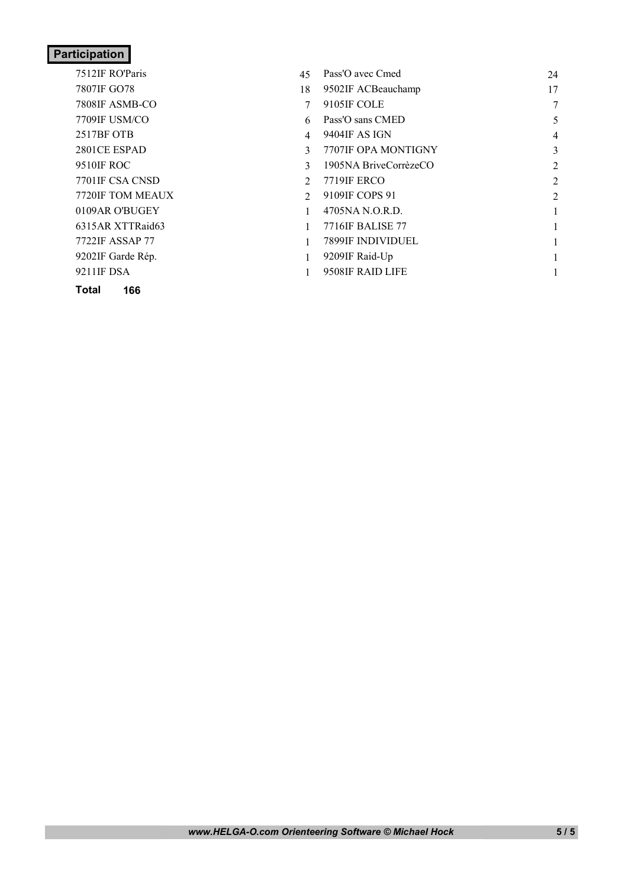## Participation

| | | | |
|---|---|---|---|
| 7512IF RO'Paris | 45 | Pass'O avec Cmed | 24 |
| 7807IF GO78 | 18 | 9502IF ACBeauchamp | 17 |
| 7808IF ASMB-CO | 7 | 9105IF COLE | 7 |
| 7709IF USM/CO | 6 | Pass'O sans CMED | 5 |
| 2517BF OTB | 4 | 9404IF AS IGN | 4 |
| 2801CE ESPAD | 3 | 7707IF OPA MONTIGNY | 3 |
| 9510IF ROC | 3 | 1905NA BriveCorrèzeCO | 2 |
| 7701IF CSA CNSD | 2 | 7719IF ERCO | 2 |
| 7720IF TOM MEAUX | 2 | 9109IF COPS 91 | 2 |
| 0109AR O'BUGEY | 1 | 4705NA N.O.R.D. | 1 |
| 6315AR XTTRaid63 | 1 | 7716IF BALISE 77 | 1 |
| 7722IF ASSAP 77 | 1 | 7899IF INDIVIDUEL | 1 |
| 9202IF Garde Rép. | 1 | 9209IF Raid-Up | 1 |
| 9211IF DSA | 1 | 9508IF RAID LIFE | 1 |

**Total 166**